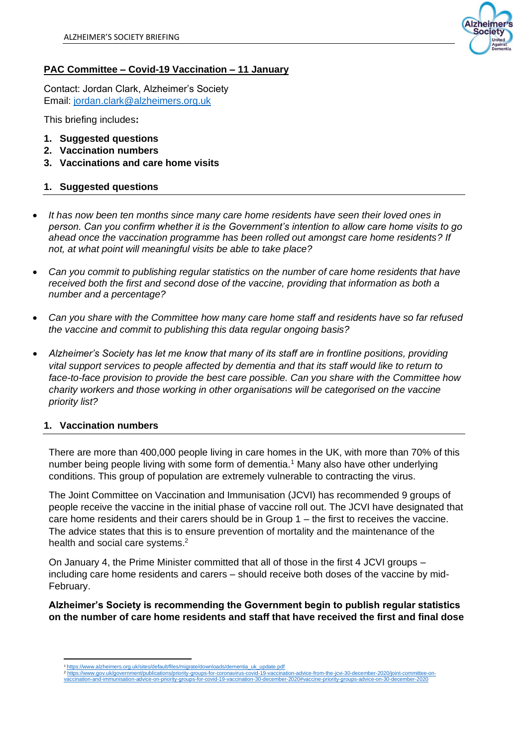ALZHEIMER'S SOCIETY BRIEFING

## PAC Committee – Covid-19 Vaccination – 11 January

Contact: Jordan Clark, Alzheimer's Society
Email: jordan.clark@alzheimers.org.uk

This briefing includes**:**

1. **Suggested questions**
2. **Vaccination numbers**
3. **Vaccinations and care home visits**

### 1. Suggested questions

- *It has now been ten months since many care home residents have seen their loved ones in person. Can you confirm whether it is the Government's intention to allow care home visits to go ahead once the vaccination programme has been rolled out amongst care home residents? If not, at what point will meaningful visits be able to take place?*

- *Can you commit to publishing regular statistics on the number of care home residents that have received both the first and second dose of the vaccine, providing that information as both a number and a percentage?*

- *Can you share with the Committee how many care home staff and residents have so far refused the vaccine and commit to publishing this data regular ongoing basis?*

- *Alzheimer's Society has let me know that many of its staff are in frontline positions, providing vital support services to people affected by dementia and that its staff would like to return to face-to-face provision to provide the best care possible. Can you share with the Committee how charity workers and those working in other organisations will be categorised on the vaccine priority list?*

### 1. Vaccination numbers

There are more than 400,000 people living in care homes in the UK, with more than 70% of this number being people living with some form of dementia.[1] Many also have other underlying conditions. This group of population are extremely vulnerable to contracting the virus.

The Joint Committee on Vaccination and Immunisation (JCVI) has recommended 9 groups of people receive the vaccine in the initial phase of vaccine roll out. The JCVI have designated that care home residents and their carers should be in Group 1 – the first to receives the vaccine. The advice states that this is to ensure prevention of mortality and the maintenance of the health and social care systems.[2]

On January 4, the Prime Minister committed that all of those in the first 4 JCVI groups – including care home residents and carers – should receive both doses of the vaccine by mid-February.

**Alzheimer's Society is recommending the Government begin to publish regular statistics on the number of care home residents and staff that have received the first and final dose**

[1] https://www.alzheimers.org.uk/sites/default/files/migrate/downloads/dementia_uk_update.pdf
[2] https://www.gov.uk/government/publications/priority-groups-for-coronavirus-covid-19-vaccination-advice-from-the-jcvi-30-december-2020/joint-committee-on-vaccination-and-immunisation-advice-on-priority-groups-for-covid-19-vaccination-30-december-2020#vaccine-priority-groups-advice-on-30-december-2020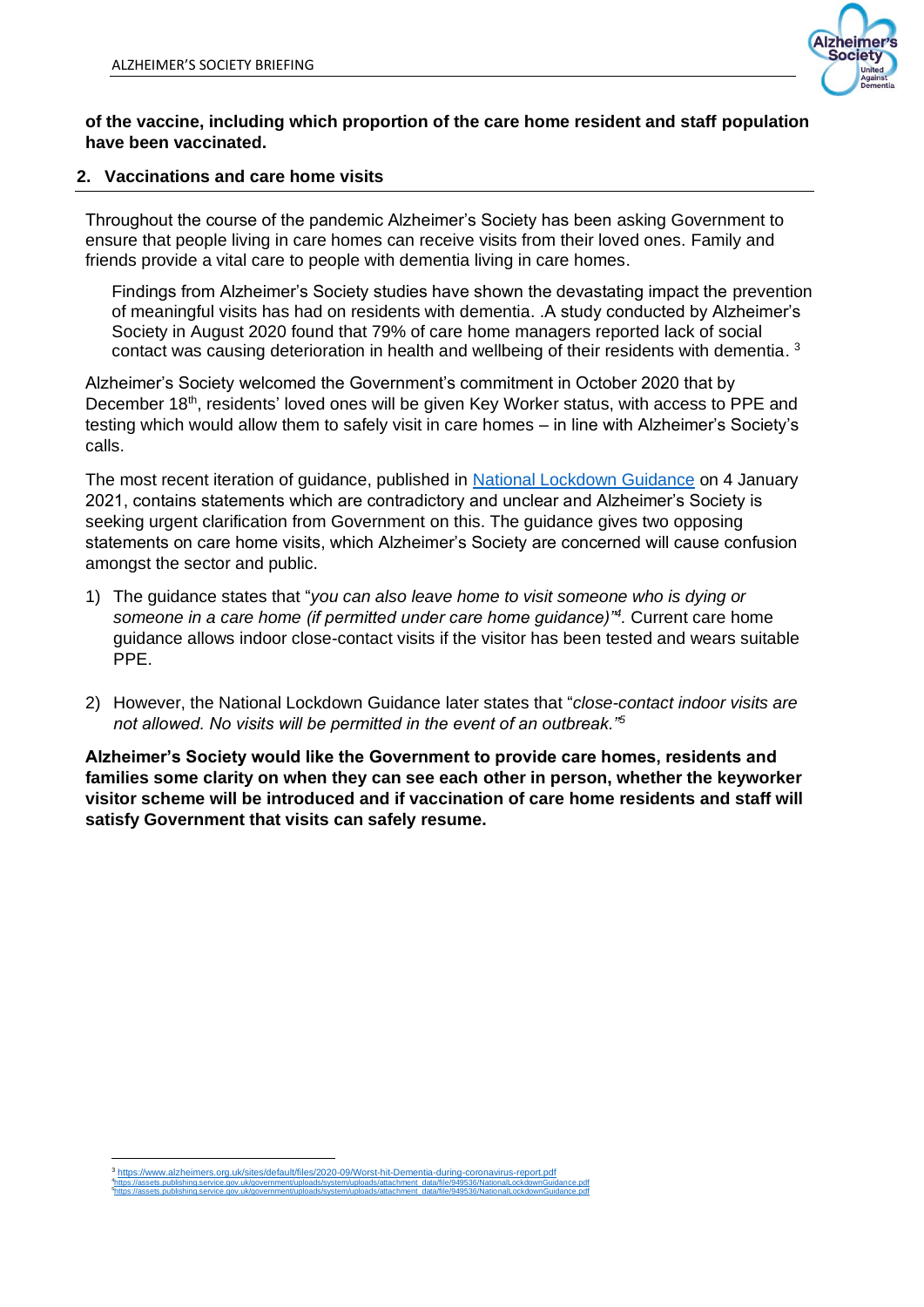**of the vaccine, including which proportion of the care home resident and staff population have been vaccinated.**

## 2. Vaccinations and care home visits

Throughout the course of the pandemic Alzheimer's Society has been asking Government to ensure that people living in care homes can receive visits from their loved ones. Family and friends provide a vital care to people with dementia living in care homes.

Findings from Alzheimer's Society studies have shown the devastating impact the prevention of meaningful visits has had on residents with dementia. .A study conducted by Alzheimer's Society in August 2020 found that 79% of care home managers reported lack of social contact was causing deterioration in health and wellbeing of their residents with dementia. [3]

Alzheimer's Society welcomed the Government's commitment in October 2020 that by December 18th, residents' loved ones will be given Key Worker status, with access to PPE and testing which would allow them to safely visit in care homes – in line with Alzheimer's Society's calls.

The most recent iteration of guidance, published in [National Lockdown Guidance](https://assets.publishing.service.gov.uk/government/uploads/system/uploads/attachment_data/file/949536/NationalLockdownGuidance.pdf) on 4 January 2021, contains statements which are contradictory and unclear and Alzheimer's Society is seeking urgent clarification from Government on this. The guidance gives two opposing statements on care home visits, which Alzheimer's Society are concerned will cause confusion amongst the sector and public.

1) The guidance states that "*you can also leave home to visit someone who is dying or someone in a care home (if permitted under care home guidance)*"[4]. Current care home guidance allows indoor close-contact visits if the visitor has been tested and wears suitable PPE.

2) However, the National Lockdown Guidance later states that "*close-contact indoor visits are not allowed. No visits will be permitted in the event of an outbreak.*"[5]

**Alzheimer's Society would like the Government to provide care homes, residents and families some clarity on when they can see each other in person, whether the keyworker visitor scheme will be introduced and if vaccination of care home residents and staff will satisfy Government that visits can safely resume.**

---

[3] https://www.alzheimers.org.uk/sites/default/files/2020-09/Worst-hit-Dementia-during-coronavirus-report.pdf
[4] https://assets.publishing.service.gov.uk/government/uploads/system/uploads/attachment_data/file/949536/NationalLockdownGuidance.pdf
[5] https://assets.publishing.service.gov.uk/government/uploads/system/uploads/attachment_data/file/949536/NationalLockdownGuidance.pdf